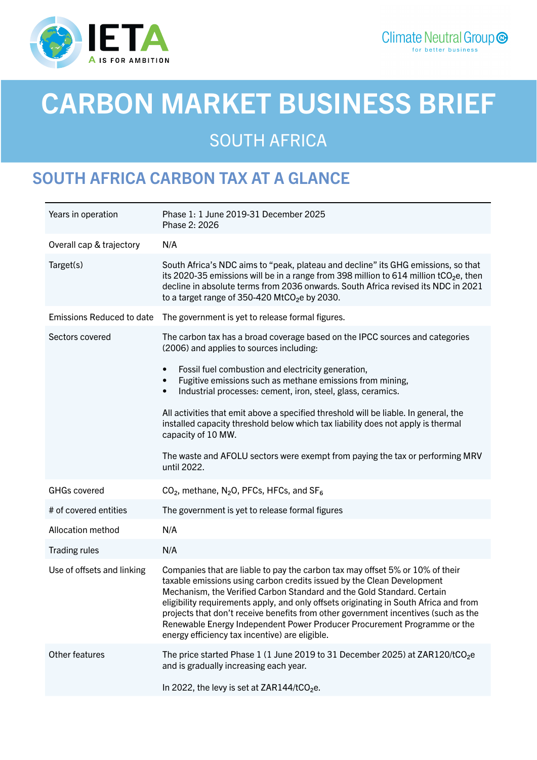# CARBON MARKET BUSINESS BRIEF

## SOUTH AFRICA

## SOUTH AFRICA CARBON TAX AT A GLANCE

| | |
|---|---|
| Years in operation | Phase 1: 1 June 2019-31 December 2025<br>Phase 2: 2026 |
| Overall cap & trajectory | N/A |
| Target(s) | South Africa's NDC aims to "peak, plateau and decline" its GHG emissions, so that its 2020-35 emissions will be in a range from 398 million to 614 million $tCO_2e$, then decline in absolute terms from 2036 onwards. South Africa revised its NDC in 2021 to a target range of 350-420 $MtCO_2e$ by 2030. |
| Emissions Reduced to date | The government is yet to release formal figures. |
| Sectors covered | The carbon tax has a broad coverage based on the IPCC sources and categories (2006) and applies to sources including:<br>• Fossil fuel combustion and electricity generation,<br>• Fugitive emissions such as methane emissions from mining,<br>• Industrial processes: cement, iron, steel, glass, ceramics.<br><br>All activities that emit above a specified threshold will be liable. In general, the installed capacity threshold below which tax liability does not apply is thermal capacity of 10 MW.<br><br>The waste and AFOLU sectors were exempt from paying the tax or performing MRV until 2022. |
| GHGs covered | $CO_2$, methane, $N_2O$, PFCs, HFCs, and $SF_6$ |
| # of covered entities | The government is yet to release formal figures |
| Allocation method | N/A |
| Trading rules | N/A |
| Use of offsets and linking | Companies that are liable to pay the carbon tax may offset 5% or 10% of their taxable emissions using carbon credits issued by the Clean Development Mechanism, the Verified Carbon Standard and the Gold Standard. Certain eligibility requirements apply, and only offsets originating in South Africa and from projects that don't receive benefits from other government incentives (such as the Renewable Energy Independent Power Producer Procurement Programme or the energy efficiency tax incentive) are eligible. |
| Other features | The price started Phase 1 (1 June 2019 to 31 December 2025) at ZAR120/$tCO_2e$ and is gradually increasing each year.<br><br>In 2022, the levy is set at ZAR144/$tCO_2e$. |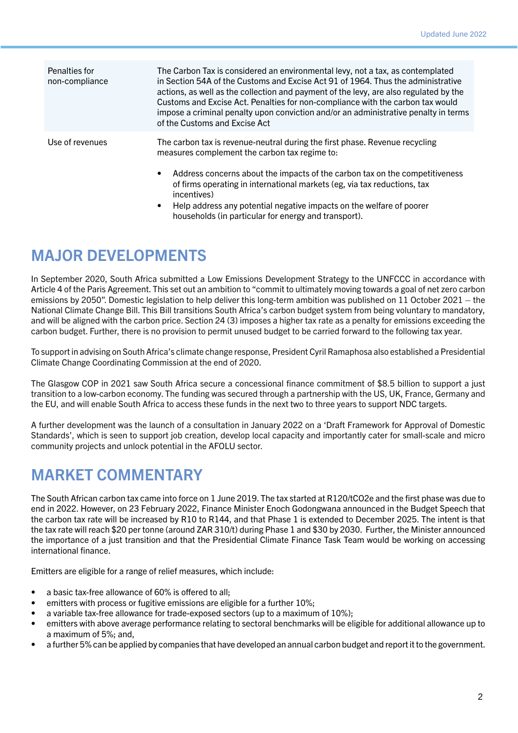| | |
|---|---|
| Penalties for non-compliance | The Carbon Tax is considered an environmental levy, not a tax, as contemplated in Section 54A of the Customs and Excise Act 91 of 1964. Thus the administrative actions, as well as the collection and payment of the levy, are also regulated by the Customs and Excise Act. Penalties for non-compliance with the carbon tax would impose a criminal penalty upon conviction and/or an administrative penalty in terms of the Customs and Excise Act |
| Use of revenues | The carbon tax is revenue-neutral during the first phase. Revenue recycling measures complement the carbon tax regime to:<br><br>• Address concerns about the impacts of the carbon tax on the competitiveness of firms operating in international markets (eg, via tax reductions, tax incentives)<br>• Help address any potential negative impacts on the welfare of poorer households (in particular for energy and transport). |

## MAJOR DEVELOPMENTS

In September 2020, South Africa submitted a Low Emissions Development Strategy to the UNFCCC in accordance with Article 4 of the Paris Agreement. This set out an ambition to “commit to ultimately moving towards a goal of net zero carbon emissions by 2050”. Domestic legislation to help deliver this long-term ambition was published on 11 October 2021 – the National Climate Change Bill. This Bill transitions South Africa’s carbon budget system from being voluntary to mandatory, and will be aligned with the carbon price. Section 24 (3) imposes a higher tax rate as a penalty for emissions exceeding the carbon budget. Further, there is no provision to permit unused budget to be carried forward to the following tax year.

To support in advising on South Africa’s climate change response, President Cyril Ramaphosa also established a Presidential Climate Change Coordinating Commission at the end of 2020.

The Glasgow COP in 2021 saw South Africa secure a concessional finance commitment of $8.5 billion to support a just transition to a low-carbon economy. The funding was secured through a partnership with the US, UK, France, Germany and the EU, and will enable South Africa to access these funds in the next two to three years to support NDC targets.

A further development was the launch of a consultation in January 2022 on a ‘Draft Framework for Approval of Domestic Standards’, which is seen to support job creation, develop local capacity and importantly cater for small-scale and micro community projects and unlock potential in the AFOLU sector.

## MARKET COMMENTARY

The South African carbon tax came into force on 1 June 2019. The tax started at R120/tCO2e and the first phase was due to end in 2022. However, on 23 February 2022, Finance Minister Enoch Godongwana announced in the Budget Speech that the carbon tax rate will be increased by R10 to R144, and that Phase 1 is extended to December 2025. The intent is that the tax rate will reach $20 per tonne (around ZAR 310/t) during Phase 1 and $30 by 2030. Further, the Minister announced the importance of a just transition and that the Presidential Climate Finance Task Team would be working on accessing international finance.

Emitters are eligible for a range of relief measures, which include:

- a basic tax-free allowance of 60% is offered to all;
- emitters with process or fugitive emissions are eligible for a further 10%;
- a variable tax-free allowance for trade-exposed sectors (up to a maximum of 10%);
- emitters with above average performance relating to sectoral benchmarks will be eligible for additional allowance up to a maximum of 5%; and,
- a further 5% can be applied by companies that have developed an annual carbon budget and report it to the government.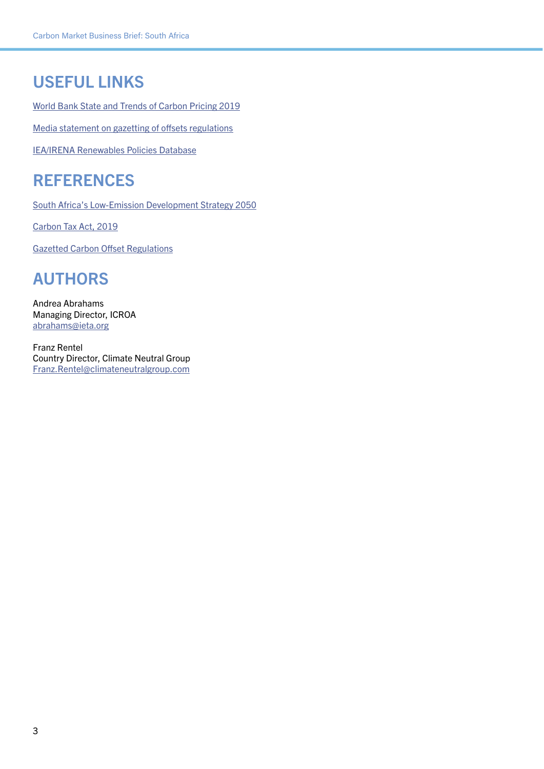## USEFUL LINKS

World Bank State and Trends of Carbon Pricing 2019

Media statement on gazetting of offsets regulations

IEA/IRENA Renewables Policies Database

## REFERENCES

South Africa's Low-Emission Development Strategy 2050

Carbon Tax Act, 2019

Gazetted Carbon Offset Regulations

## AUTHORS

Andrea Abrahams
Managing Director, ICROA
abrahams@ieta.org

Franz Rentel
Country Director, Climate Neutral Group
Franz.Rentel@climateneutralgroup.com